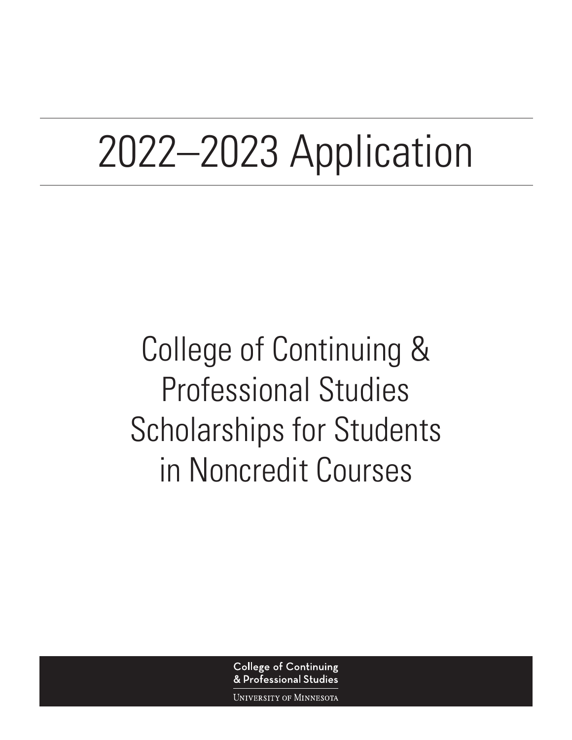# 2022–2023 Application

## College of Continuing & Professional Studies Scholarships for Students in Noncredit Courses

College of Continuing & Professional Studies

University of Minnesota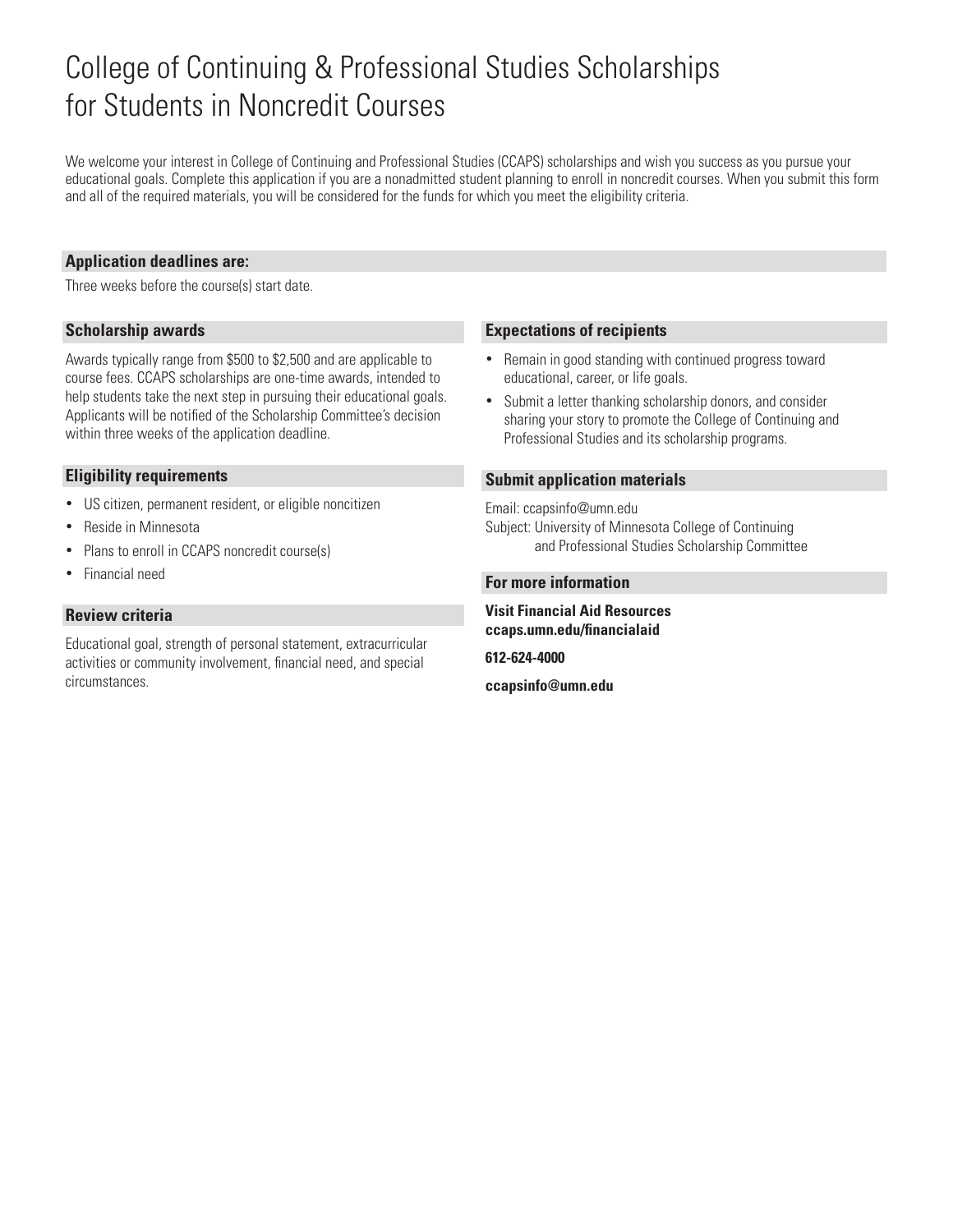# College of Continuing & Professional Studies Scholarships for Students in Noncredit Courses

We welcome your interest in College of Continuing and Professional Studies (CCAPS) scholarships and wish you success as you pursue your educational goals. Complete this application if you are a nonadmitted student planning to enroll in noncredit courses. When you submit this form and all of the required materials, you will be considered for the funds for which you meet the eligibility criteria.

## Application deadlines are:

Three weeks before the course(s) start date.

## Scholarship awards

Awards typically range from $500 to $2,500 and are applicable to course fees. CCAPS scholarships are one-time awards, intended to help students take the next step in pursuing their educational goals. Applicants will be notified of the Scholarship Committee's decision within three weeks of the application deadline.

## Eligibility requirements

- US citizen, permanent resident, or eligible noncitizen
- Reside in Minnesota
- Plans to enroll in CCAPS noncredit course(s)
- Financial need

## Review criteria

Educational goal, strength of personal statement, extracurricular activities or community involvement, financial need, and special circumstances.

## Expectations of recipients

- Remain in good standing with continued progress toward educational, career, or life goals.
- Submit a letter thanking scholarship donors, and consider sharing your story to promote the College of Continuing and Professional Studies and its scholarship programs.

## Submit application materials

Email: ccapsinfo@umn.edu
Subject: University of Minnesota College of Continuing and Professional Studies Scholarship Committee

## For more information

**Visit Financial Aid Resources**
**ccaps.umn.edu/financialaid**

**612-624-4000**

**ccapsinfo@umn.edu**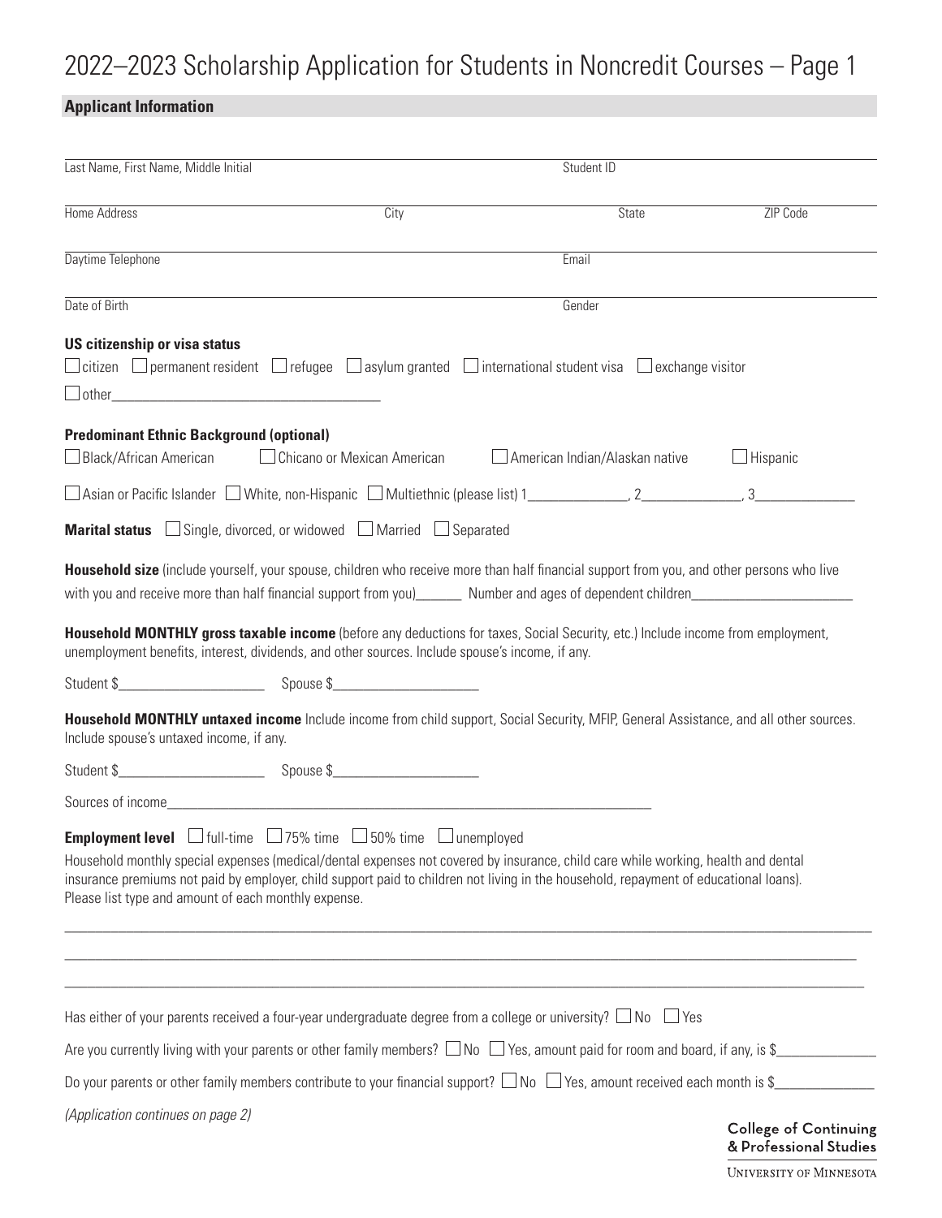# 2022–2023 Scholarship Application for Students in Noncredit Courses – Page 1

## Applicant Information

Last Name, First Name, Middle Initial ______________________ Student ID ______________________

Home Address ______________________ City ______________________ State ________ ZIP Code ________

Daytime Telephone ______________________ Email ______________________

Date of Birth ______________________ Gender ______________________

**US citizenship or visa status**

☐ citizen ☐ permanent resident ☐ refugee ☐ asylum granted ☐ international student visa ☐ exchange visitor

☐ other______________________________________

**Predominant Ethnic Background (optional)**

☐ Black/African American ☐ Chicano or Mexican American ☐ American Indian/Alaskan native ☐ Hispanic

☐ Asian or Pacific Islander ☐ White, non-Hispanic ☐ Multiethnic (please list) 1______________, 2______________, 3______________

**Marital status** ☐ Single, divorced, or widowed ☐ Married ☐ Separated

**Household size** (include yourself, your spouse, children who receive more than half financial support from you, and other persons who live with you and receive more than half financial support from you)______ Number and ages of dependent children______________________

**Household MONTHLY gross taxable income** (before any deductions for taxes, Social Security, etc.) Include income from employment, unemployment benefits, interest, dividends, and other sources. Include spouse's income, if any.

Student $_____________________ Spouse $_____________________

**Household MONTHLY untaxed income** Include income from child support, Social Security, MFIP, General Assistance, and all other sources. Include spouse's untaxed income, if any.

Student $_____________________ Spouse $_____________________

Sources of income_______________________________________________________________________

**Employment level** ☐ full-time ☐ 75% time ☐ 50% time ☐ unemployed

Household monthly special expenses (medical/dental expenses not covered by insurance, child care while working, health and dental insurance premiums not paid by employer, child support paid to children not living in the household, repayment of educational loans). Please list type and amount of each monthly expense.

_______________________________________________________________________________________________

_______________________________________________________________________________________________

_______________________________________________________________________________________________

Has either of your parents received a four-year undergraduate degree from a college or university? ☐ No ☐ Yes

Are you currently living with your parents or other family members? ☐ No ☐ Yes, amount paid for room and board, if any, is $______________

Do your parents or other family members contribute to your financial support? ☐ No ☐ Yes, amount received each month is $______________

*(Application continues on page 2)*

College of Continuing & Professional Studies

University of Minnesota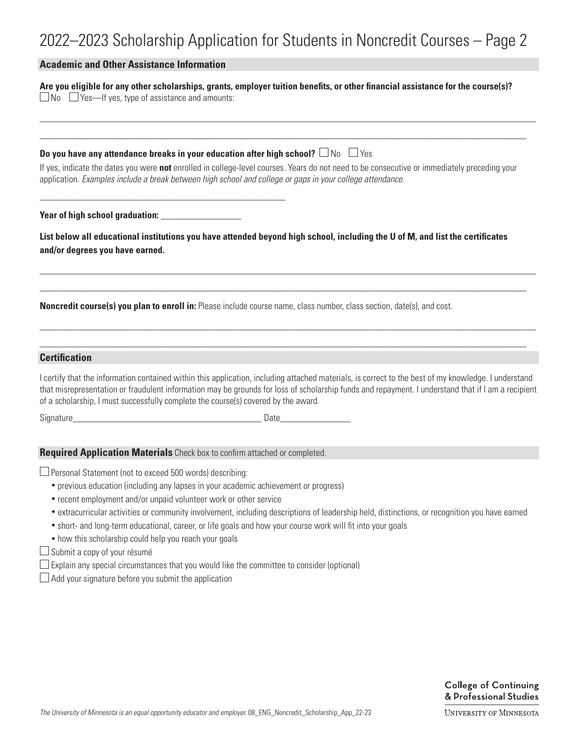# 2022–2023 Scholarship Application for Students in Noncredit Courses – Page 2

## Academic and Other Assistance Information

**Are you eligible for any other scholarships, grants, employer tuition benefits, or other financial assistance for the course(s)?**
☐ No ☐ Yes—If yes, type of assistance and amounts:

\_\_\_\_\_\_\_\_\_\_\_\_\_\_\_\_\_\_\_\_\_\_\_\_\_\_\_\_\_\_\_\_\_\_\_\_\_\_\_\_\_\_\_\_\_\_\_\_\_\_\_\_\_\_\_\_\_\_\_\_\_\_\_\_\_\_\_\_\_\_\_\_\_\_\_\_\_\_

\_\_\_\_\_\_\_\_\_\_\_\_\_\_\_\_\_\_\_\_\_\_\_\_\_\_\_\_\_\_\_\_\_\_\_\_\_\_\_\_\_\_\_\_\_\_\_\_\_\_\_\_\_\_\_\_\_\_\_\_\_\_\_\_\_\_\_\_\_\_\_\_\_\_\_\_\_\_

**Do you have any attendance breaks in your education after high school?** ☐ No ☐ Yes

If yes, indicate the dates you were **not** enrolled in college-level courses. Years do not need to be consecutive or immediately preceding your application. *Examples include a break between high school and college or gaps in your college attendance.*

\_\_\_\_\_\_\_\_\_\_\_\_\_\_\_\_\_\_\_\_\_\_\_\_\_\_\_\_\_\_\_\_\_\_\_\_\_\_\_\_\_\_\_\_\_\_\_\_

**Year of high school graduation:** \_\_\_\_\_\_\_\_\_\_\_\_\_\_\_\_\_\_

**List below all educational institutions you have attended beyond high school, including the U of M, and list the certificates and/or degrees you have earned.**

\_\_\_\_\_\_\_\_\_\_\_\_\_\_\_\_\_\_\_\_\_\_\_\_\_\_\_\_\_\_\_\_\_\_\_\_\_\_\_\_\_\_\_\_\_\_\_\_\_\_\_\_\_\_\_\_\_\_\_\_\_\_\_\_\_\_\_\_\_\_\_\_\_\_\_\_\_\_

\_\_\_\_\_\_\_\_\_\_\_\_\_\_\_\_\_\_\_\_\_\_\_\_\_\_\_\_\_\_\_\_\_\_\_\_\_\_\_\_\_\_\_\_\_\_\_\_\_\_\_\_\_\_\_\_\_\_\_\_\_\_\_\_\_\_\_\_\_\_\_\_\_\_\_\_\_\_

**Noncredit course(s) you plan to enroll in:** Please include course name, class number, class section, date(s), and cost.

\_\_\_\_\_\_\_\_\_\_\_\_\_\_\_\_\_\_\_\_\_\_\_\_\_\_\_\_\_\_\_\_\_\_\_\_\_\_\_\_\_\_\_\_\_\_\_\_\_\_\_\_\_\_\_\_\_\_\_\_\_\_\_\_\_\_\_\_\_\_\_\_\_\_\_\_\_\_

\_\_\_\_\_\_\_\_\_\_\_\_\_\_\_\_\_\_\_\_\_\_\_\_\_\_\_\_\_\_\_\_\_\_\_\_\_\_\_\_\_\_\_\_\_\_\_\_\_\_\_\_\_\_\_\_\_\_\_\_\_\_\_\_\_\_\_\_\_\_\_\_\_\_\_\_\_\_

## Certification

I certify that the information contained within this application, including attached materials, is correct to the best of my knowledge. I understand that misrepresentation or fraudulent information may be grounds for loss of scholarship funds and repayment. I understand that if I am a recipient of a scholarship, I must successfully complete the course(s) covered by the award.

Signature\_\_\_\_\_\_\_\_\_\_\_\_\_\_\_\_\_\_\_\_\_\_\_\_\_\_\_\_\_\_\_\_\_\_\_\_\_\_\_\_\_\_\_ Date\_\_\_\_\_\_\_\_\_\_\_\_\_\_\_\_

## Required Application Materials

Check box to confirm attached or completed.

☐ Personal Statement (not to exceed 500 words) describing:
- previous education (including any lapses in your academic achievement or progress)
- recent employment and/or unpaid volunteer work or other service
- extracurricular activities or community involvement, including descriptions of leadership held, distinctions, or recognition you have earned
- short- and long-term educational, career, or life goals and how your course work will fit into your goals
- how this scholarship could help you reach your goals

☐ Submit a copy of your résumé

☐ Explain any special circumstances that you would like the committee to consider (optional)

☐ Add your signature before you submit the application

College of Continuing & Professional Studies

University of Minnesota

*The University of Minnesota is an equal opportunity educator and employer.* 08_ENG_Noncredit_Scholarship_App_22-23